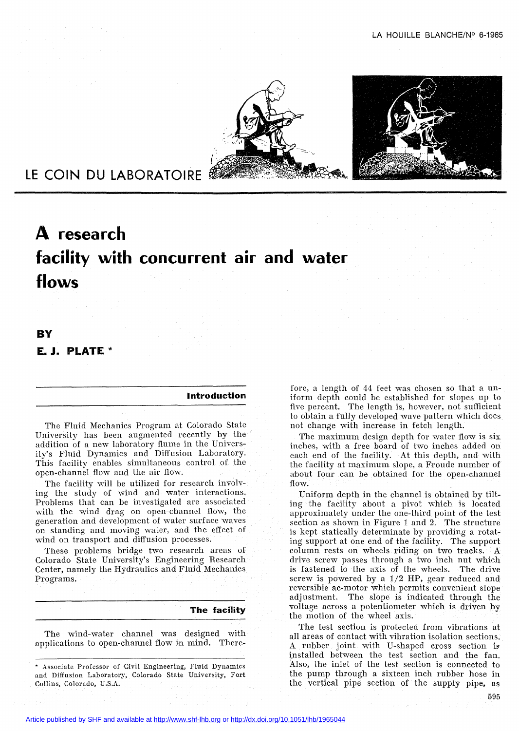LE COIN DU LABORATOIRE

# A research facility with concurrent air and water flows

BY

**E. J. PLATE** *

## Introduction

The Fluid Mechanics Program at Colorado State University has been augmented recently by the addition of a new laboratory flume in the University's Fluid Dynamics and Diffusion Laboratory. This facility enables simultaneous control of the open-channel flow and the air flow.

The facility will be utilized for research involving the study of wind and water interactions. Problems that can be investigated are associated with the wind drag on open-channel flow, the generation and development of water surface waves on standing and moving water, and the effect of wind on transport and diffusion processes.

These problems bridge two research areas of Colorado State University's Engineering Research Center, namely the Hydraulics and Fluid Mechanics Programs.

## The facility

The wind-water channel was designed with applications to open-channel flow in mind. Therefore, a length of 44 feet was chosen so that a uniform depth could be established for slopes up to five percent. The length is, however, not sufficient to obtain a fully developed wave pattern which does not change with increase in fetch length.

The maximum design depth for water flow is six inches, with a free board of two inches added on each end of the facility. At this depth, and with the facility at maximum slope, a Froude number of about four can be obtained for the open-channel flow.

Uniform depth in the channel is obtained by tilting the facility about a pivot which is located approximately under the one-third point of the test section as shown in Figure 1 and 2. The structure is kept statically determinate by providing a rotating support at one end of the facility. The support column rests on wheels riding on two tracks. A drive screw passes through a two inch nut which is fastened to the axis of the wheels. The drive screw is powered by a 1/2 HP, gear reduced and reversible ac-motor which permits convenient slope adjustment. The slope is indicated through the voltage across a potentiometer which is driven by the motion of the wheel axis.

The test section is protected from vibrations at all areas of contact with vibration isolation sections. A rubber joint with U-shaped cross section is installed between the test section and the fan. Also, the inlet of the test section is connected to the pump through a sixteen inch rubber hose in the vertical pipe section of the supply pipe, as

---

* Associate Professor of Civil Engineering, Fluid Dynamics and Diffusion Laboratory, Colorado State University, Fort Collins, Colorado, U.S.A.

Article published by SHF and available at http://www.shf-lhb.org or http://dx.doi.org/10.1051/lhb/1965044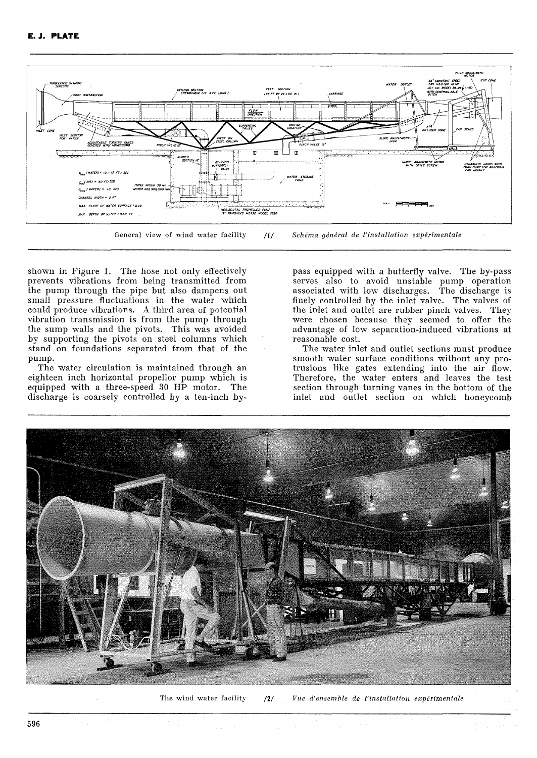General view of wind water facility /1/ *Schéma général de l'installation expérimentale*

shown in Figure 1. The hose not only effectively prevents vibrations from being transmitted from the pump through the pipe but also dampens out small pressure fluctuations in the water which could produce vibrations. A third area of potential vibration transmission is from the pump through the sump walls and the pivots. This was avoided by supporting the pivots on steel columns which stand on foundations separated from that of the pump.

The water circulation is maintained through an eighteen inch horizontal propellor pump which is equipped with a three-speed 30 HP motor. The discharge is coarsely controlled by a ten-inch by-pass equipped with a butterfly valve. The by-pass serves also to avoid unstable pump operation associated with low discharges. The discharge is finely controlled by the inlet valve. The valves of the inlet and outlet are rubber pinch valves. They were chosen because they seemed to offer the advantage of low separation-induced vibrations at reasonable cost.

The water inlet and outlet sections must produce smooth water surface conditions without any protrusions like gates extending into the air flow. Therefore, the water enters and leaves the test section through turning vanes in the bottom of the inlet and outlet section on which honeycomb

The wind water facility /2/ *Vue d'ensemble de l'installation expérimentale*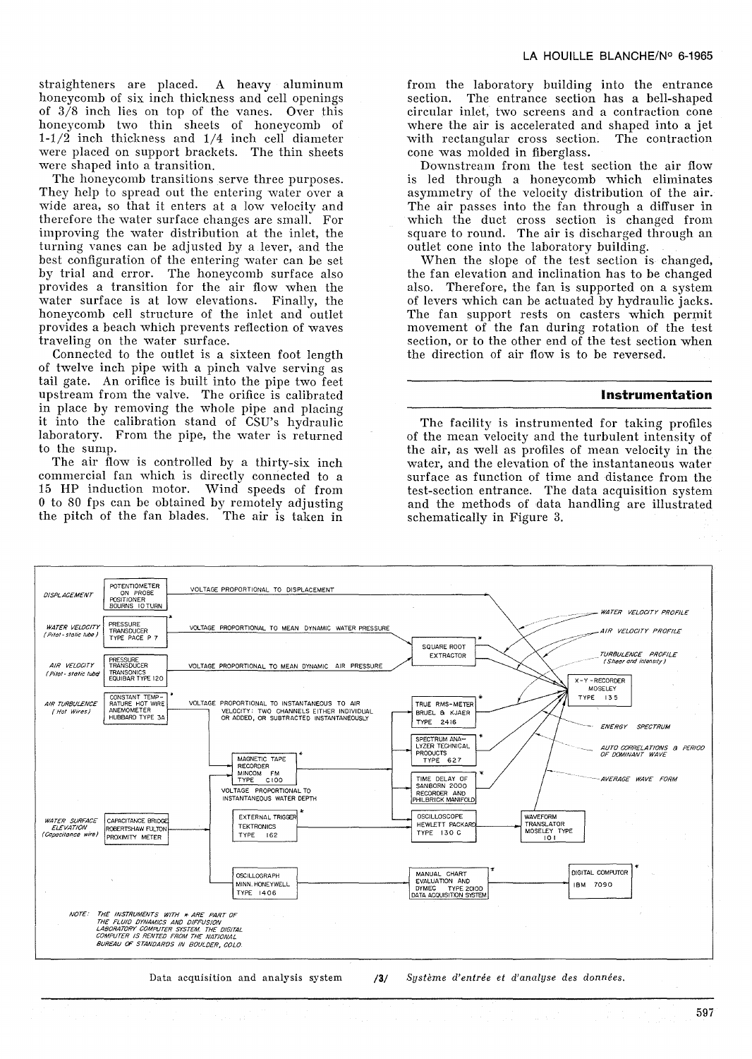straighteners are placed. A heavy aluminum honeycomb of six inch thickness and cell openings of 3/8 inch lies on top of the vanes. Over this honeycomb two thin sheets of honeycomb of 1-1/2 inch thickness and 1/4 inch cell diameter were placed on support brackets. The thin sheets were shaped into a transition.

The honeycomb transitions serve three purposes. They help to spread out the entering water over a wide area, so that it enters at a low velocity and therefore the water surface changes are small. For improving the water distribution at the inlet, the turning vanes can be adjusted by a lever, and the best configuration of the entering water can be set by trial and error. The honeycomb surface also provides a transition for the air flow when the water surface is at low elevations. Finally, the honeycomb cell structure of the inlet and outlet provides a beach which prevents reflection of waves traveling on the water surface.

Connected to the outlet is a sixteen foot length of twelve inch pipe with a pinch valve serving as tail gate. An orifice is built into the pipe two feet upstream from the valve. The orifice is calibrated in place by removing the whole pipe and placing it into the calibration stand of CSU's hydraulic laboratory. From the pipe, the water is returned to the sump.

The air flow is controlled by a thirty-six inch commercial fan which is directly connected to a 15 HP induction motor. Wind speeds of from 0 to 80 fps can be obtained by remotely adjusting the pitch of the fan blades. The air is taken in from the laboratory building into the entrance section. The entrance section has a bell-shaped circular inlet, two screens and a contraction cone where the air is accelerated and shaped into a jet with rectangular cross section. The contraction cone was molded in fiberglass.

Downstream from the test section the air flow is led through a honeycomb which eliminates asymmetry of the velocity distribution of the air. The air passes into the fan through a diffuser in which the duct cross section is changed from square to round. The air is discharged through an outlet cone into the laboratory building.

When the slope of the test section is changed, the fan elevation and inclination has to be changed also. Therefore, the fan is supported on a system of levers which can be actuated by hydraulic jacks. The fan support rests on casters which permit movement of the fan during rotation of the test section, or to the other end of the test section when the direction of air flow is to be reversed.

## Instrumentation

The facility is instrumented for taking profiles of the mean velocity and the turbulent intensity of the air, as well as profiles of mean velocity in the water, and the elevation of the instantaneous water surface as function of time and distance from the test-section entrance. The data acquisition system and the methods of data handling are illustrated schematically in Figure 3.

DISPLACEMENT — POTENTIOMETER ON PROBE POSITIONER BOURNS 10 TURN — VOLTAGE PROPORTIONAL TO DISPLACEMENT

WATER VELOCITY (Pitot-static tube) — PRESSURE TRANSDUCER TYPE PACE P 7 — VOLTAGE PROPORTIONAL TO MEAN DYNAMIC WATER PRESSURE

AIR VELOCITY (Pitot-static tube) — PRESSURE TRANSDUCER TRANSONICS EQUIBAR TYPE 120 — VOLTAGE PROPORTIONAL TO MEAN DYNAMIC AIR PRESSURE

AIR TURBULENCE (Hot Wires) — CONSTANT TEMPERATURE HOT WIRE ANEMOMETER HUBBARD TYPE 3A * — VOLTAGE PROPORTIONAL TO INSTANTANEOUS TO AIR VELOCITY: TWO CHANNELS EITHER INDIVIDUAL OR ADDED, OR SUBTRACTED INSTANTANEOUSLY

WATER SURFACE ELEVATION (Capacitance wire) — CAPACITANCE BRIDGE ROBERTSHAW FULTON PROXIMITY METER — VOLTAGE PROPORTIONAL TO INSTANTANEOUS WATER DEPTH

SQUARE ROOT EXTRACTOR * — MAGNETIC TAPE RECORDER MINCOM FM TYPE C100 * — TRUE RMS-METER BRUEL & KJAER TYPE 2416 * — SPECTRUM ANALYZER TECHNICAL PRODUCTS TYPE 627 * — TIME DELAY OF SANBORN 2000 RECORDER AND PHILBRICK MANIFOLD * — EXTERNAL TRIGGER TEKTRONICS TYPE 162 * — OSCILLOSCOPE HEWLETT PACKARD TYPE 130 C — WAVEFORM TRANSLATOR MOSELEY TYPE 101 — OSCILLOGRAPH MINN. HONEYWELL TYPE 1406 — MANUAL CHART EVALUATION AND DYMEC TYPE 2010D DATA ACQUISITION SYSTEM * — DIGITAL COMPUTOR IBM 7090 * — X-Y-RECORDER MOSELEY TYPE 135 *

WATER VELOCITY PROFILE — AIR VELOCITY PROFILE — TURBULENCE PROFILE (Shear and intensity) — ENERGY SPECTRUM — AUTO CORRELATIONS & PERIOD OF DOMINANT WAVE — AVERAGE WAVE FORM

NOTE: THE INSTRUMENTS WITH * ARE PART OF THE FLUID DYNAMICS AND DIFFUSION LABORATORY COMPUTER SYSTEM. THE DIGITAL COMPUTER IS RENTED FROM THE NATIONAL BUREAU OF STANDARDS IN BOULDER, COLO.

Data acquisition and analysis system /3/ *Système d'entrée et d'analyse des données.*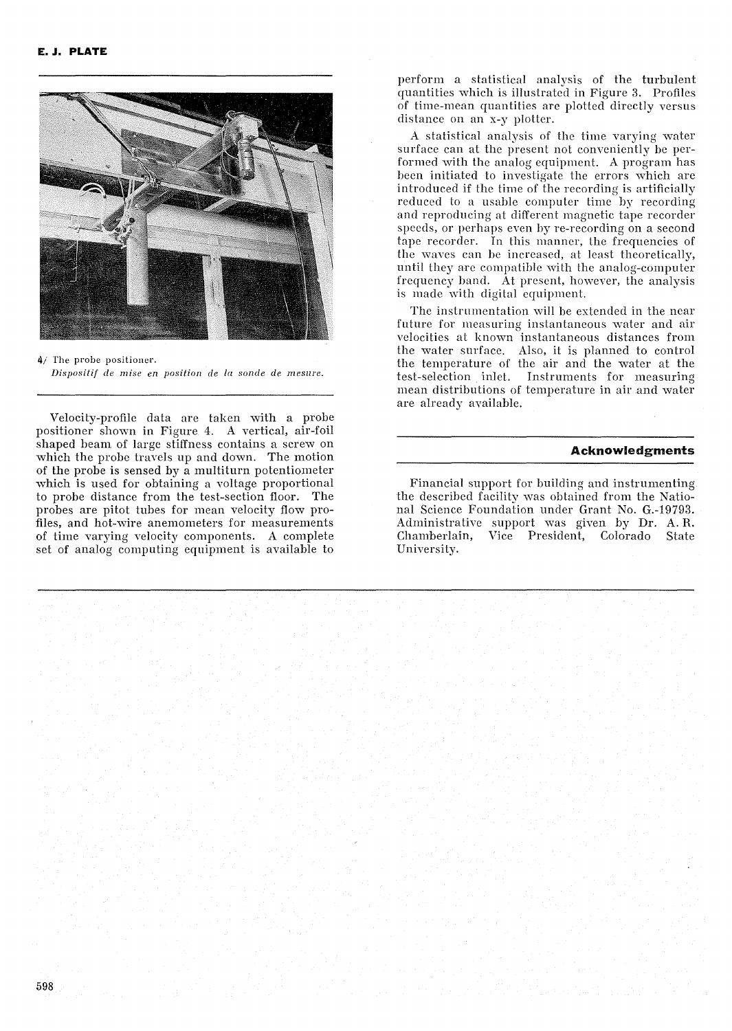4/ The probe positioner.
*Dispositif de mise en position de la sonde de mesure.*

Velocity-profile data are taken with a probe positioner shown in Figure 4. A vertical, air-foil shaped beam of large stiffness contains a screw on which the probe travels up and down. The motion of the probe is sensed by a multiturn potentiometer which is used for obtaining a voltage proportional to probe distance from the test-section floor. The probes are pitot tubes for mean velocity flow profiles, and hot-wire anemometers for measurements of time varying velocity components. A complete set of analog computing equipment is available to perform a statistical analysis of the turbulent quantities which is illustrated in Figure 3. Profiles of time-mean quantities are plotted directly versus distance on an x-y plotter.

A statistical analysis of the time varying water surface can at the present not conveniently be performed with the analog equipment. A program has been initiated to investigate the errors which are introduced if the time of the recording is artificially reduced to a usable computer time by recording and reproducing at different magnetic tape recorder speeds, or perhaps even by re-recording on a second tape recorder. In this manner, the frequencies of the waves can be increased, at least theoretically, until they are compatible with the analog-computer frequency band. At present, however, the analysis is made with digital equipment.

The instrumentation will be extended in the near future for measuring instantaneous water and air velocities at known instantaneous distances from the water surface. Also, it is planned to control the temperature of the air and the water at the test-selection inlet. Instruments for measuring mean distributions of temperature in air and water are already available.

## Acknowledgments

Financial support for building and instrumenting the described facility was obtained from the National Science Foundation under Grant No. G.-19793. Administrative support was given by Dr. A. R. Chamberlain, Vice President, Colorado State University.